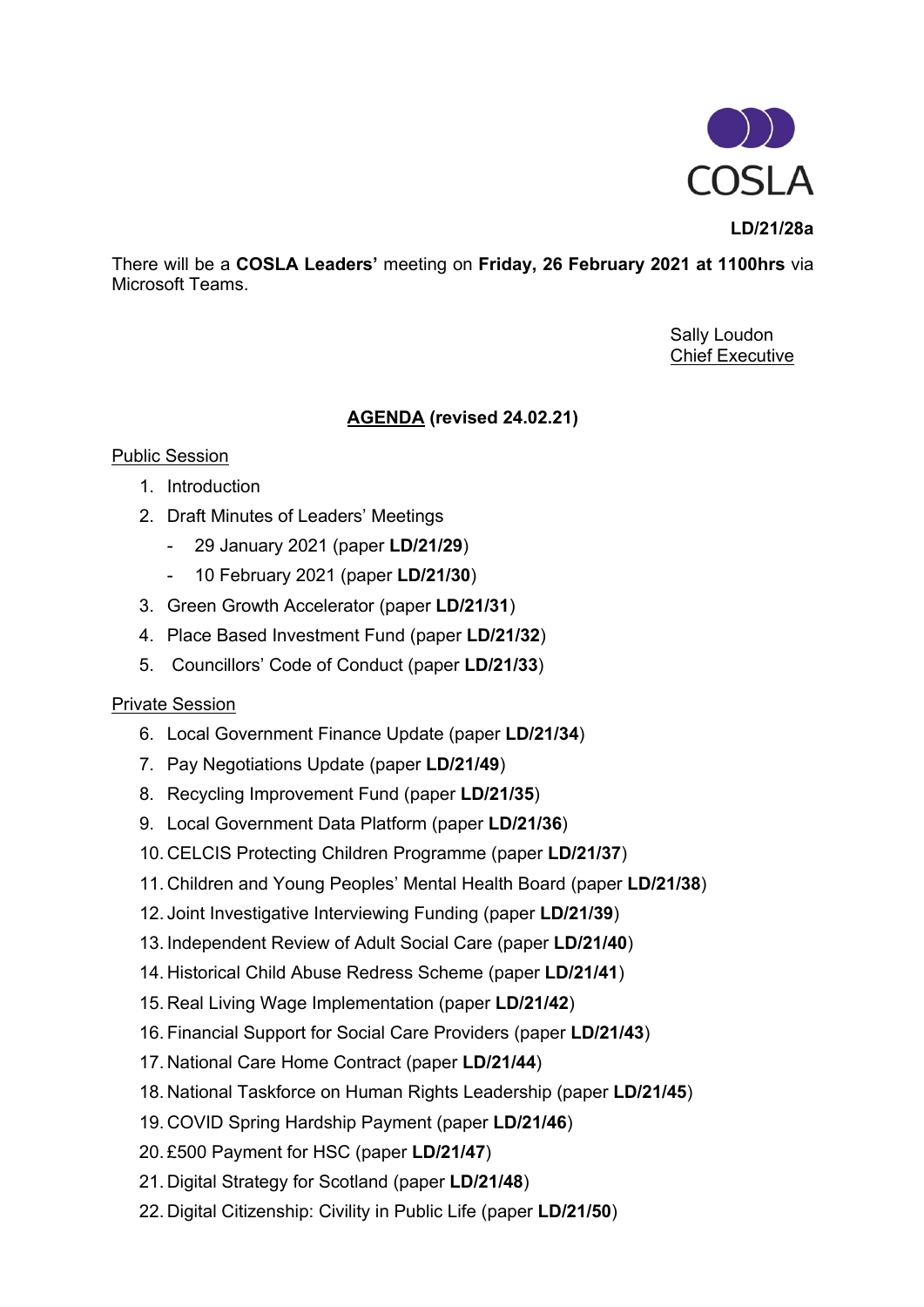COSLA

**LD/21/28a**

There will be a **COSLA Leaders'** meeting on **Friday, 26 February 2021 at 1100hrs** via Microsoft Teams.

Sally Loudon
Chief Executive

## AGENDA (revised 24.02.21)

### Public Session

1. Introduction
2. Draft Minutes of Leaders' Meetings
   - 29 January 2021 (paper **LD/21/29**)
   - 10 February 2021 (paper **LD/21/30**)
3. Green Growth Accelerator (paper **LD/21/31**)
4. Place Based Investment Fund (paper **LD/21/32**)
5. Councillors' Code of Conduct (paper **LD/21/33**)

### Private Session

6. Local Government Finance Update (paper **LD/21/34**)
7. Pay Negotiations Update (paper **LD/21/49**)
8. Recycling Improvement Fund (paper **LD/21/35**)
9. Local Government Data Platform (paper **LD/21/36**)
10. CELCIS Protecting Children Programme (paper **LD/21/37**)
11. Children and Young Peoples' Mental Health Board (paper **LD/21/38**)
12. Joint Investigative Interviewing Funding (paper **LD/21/39**)
13. Independent Review of Adult Social Care (paper **LD/21/40**)
14. Historical Child Abuse Redress Scheme (paper **LD/21/41**)
15. Real Living Wage Implementation (paper **LD/21/42**)
16. Financial Support for Social Care Providers (paper **LD/21/43**)
17. National Care Home Contract (paper **LD/21/44**)
18. National Taskforce on Human Rights Leadership (paper **LD/21/45**)
19. COVID Spring Hardship Payment (paper **LD/21/46**)
20. £500 Payment for HSC (paper **LD/21/47**)
21. Digital Strategy for Scotland (paper **LD/21/48**)
22. Digital Citizenship: Civility in Public Life (paper **LD/21/50**)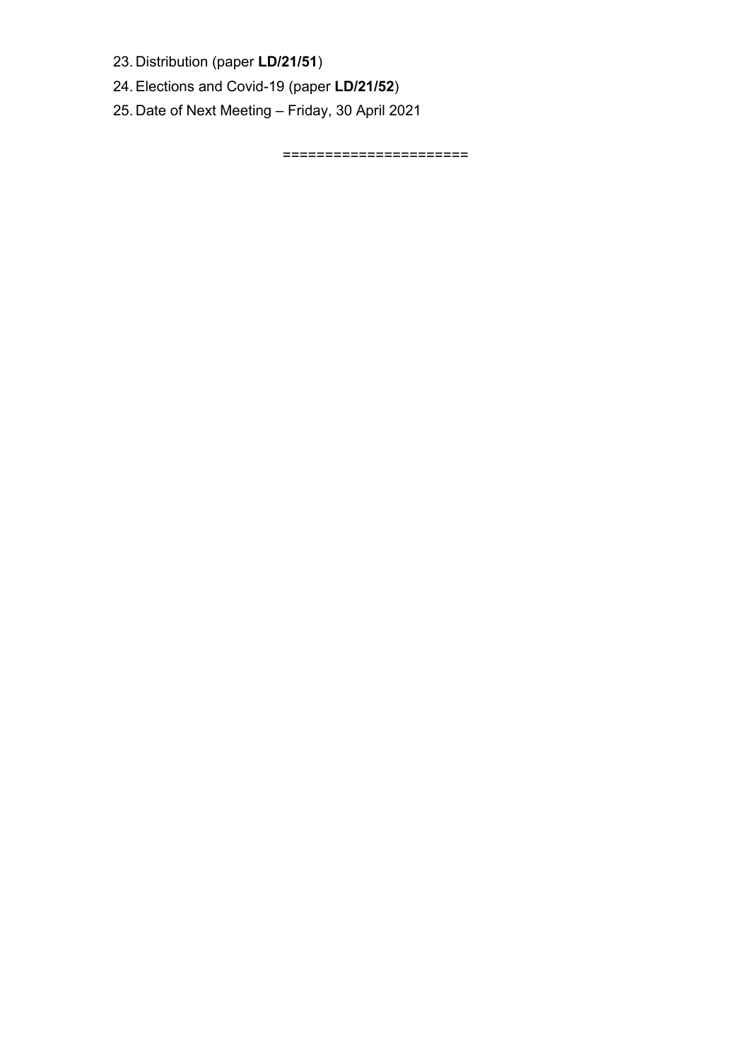23. Distribution (paper **LD/21/51**)
24. Elections and Covid-19 (paper **LD/21/52**)
25. Date of Next Meeting – Friday, 30 April 2021

======================